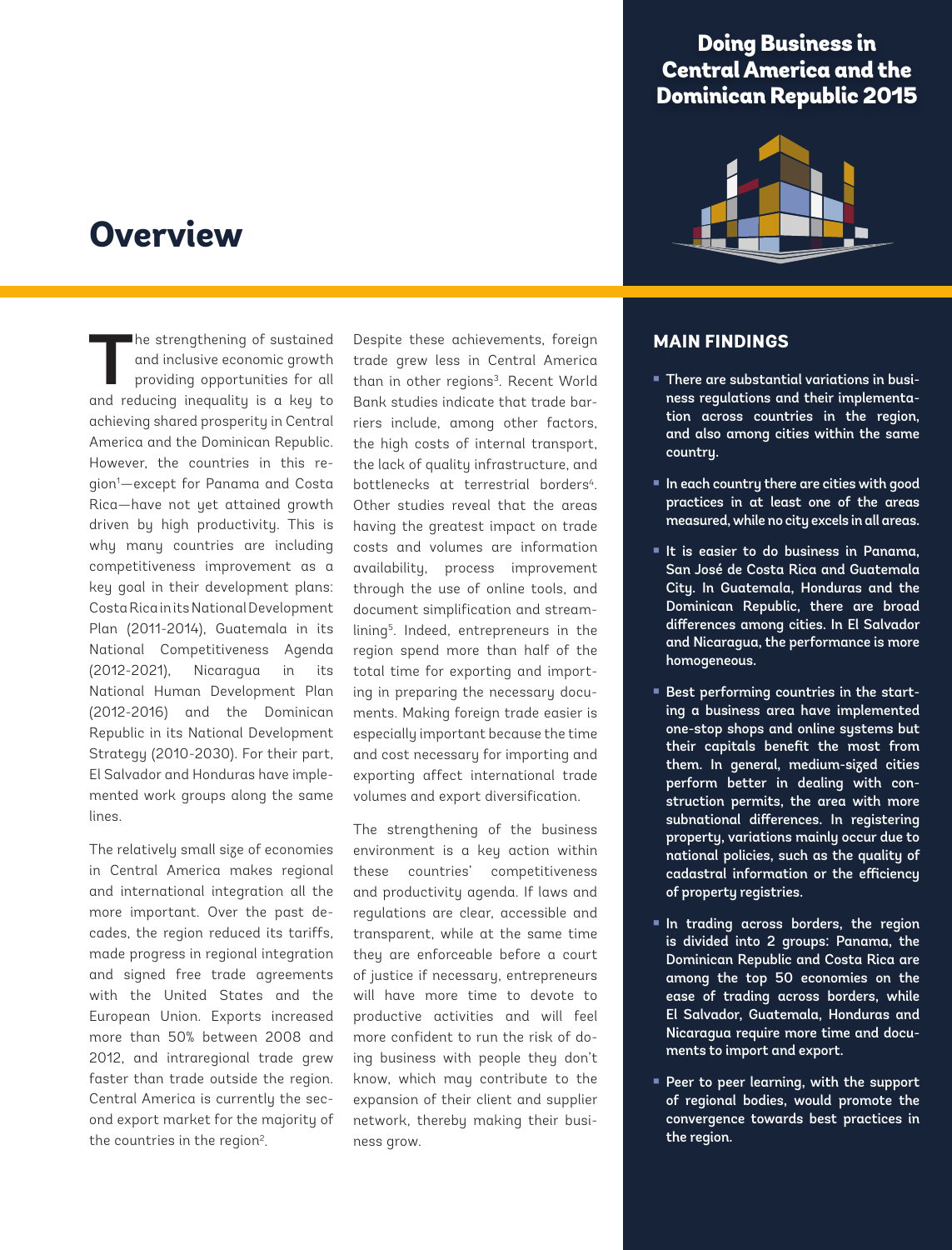# Doing Business in Central America and the Dominican Republic 2015

## Overview

The strengthening of sustained and inclusive economic growth providing opportunities for all and reducing inequality is a key to achieving shared prosperity in Central America and the Dominican Republic. However, the countries in this region[1]—except for Panama and Costa Rica—have not yet attained growth driven by high productivity. This is why many countries are including competitiveness improvement as a key goal in their development plans: Costa Rica in its National Development Plan (2011-2014), Guatemala in its National Competitiveness Agenda (2012-2021), Nicaragua in its National Human Development Plan (2012-2016) and the Dominican Republic in its National Development Strategy (2010-2030). For their part, El Salvador and Honduras have implemented work groups along the same lines.

The relatively small size of economies in Central America makes regional and international integration all the more important. Over the past decades, the region reduced its tariffs, made progress in regional integration and signed free trade agreements with the United States and the European Union. Exports increased more than 50% between 2008 and 2012, and intraregional trade grew faster than trade outside the region. Central America is currently the second export market for the majority of the countries in the region[2].

Despite these achievements, foreign trade grew less in Central America than in other regions[3]. Recent World Bank studies indicate that trade barriers include, among other factors, the high costs of internal transport, the lack of quality infrastructure, and bottlenecks at terrestrial borders[4]. Other studies reveal that the areas having the greatest impact on trade costs and volumes are information availability, process improvement through the use of online tools, and document simplification and streamlining[5]. Indeed, entrepreneurs in the region spend more than half of the total time for exporting and importing in preparing the necessary documents. Making foreign trade easier is especially important because the time and cost necessary for importing and exporting affect international trade volumes and export diversification.

The strengthening of the business environment is a key action within these countries' competitiveness and productivity agenda. If laws and regulations are clear, accessible and transparent, while at the same time they are enforceable before a court of justice if necessary, entrepreneurs will have more time to devote to productive activities and will feel more confident to run the risk of doing business with people they don't know, which may contribute to the expansion of their client and supplier network, thereby making their business grow.

### MAIN FINDINGS

- **There are substantial variations in business regulations and their implementation across countries in the region, and also among cities within the same country.**
- **In each country there are cities with good practices in at least one of the areas measured, while no city excels in all areas.**
- **It is easier to do business in Panama, San José de Costa Rica and Guatemala City. In Guatemala, Honduras and the Dominican Republic, there are broad differences among cities. In El Salvador and Nicaragua, the performance is more homogeneous.**
- **Best performing countries in the starting a business area have implemented one-stop shops and online systems but their capitals benefit the most from them. In general, medium-sized cities perform better in dealing with construction permits, the area with more subnational differences. In registering property, variations mainly occur due to national policies, such as the quality of cadastral information or the efficiency of property registries.**
- **In trading across borders, the region is divided into 2 groups: Panama, the Dominican Republic and Costa Rica are among the top 50 economies on the ease of trading across borders, while El Salvador, Guatemala, Honduras and Nicaragua require more time and documents to import and export.**
- **Peer to peer learning, with the support of regional bodies, would promote the convergence towards best practices in the region.**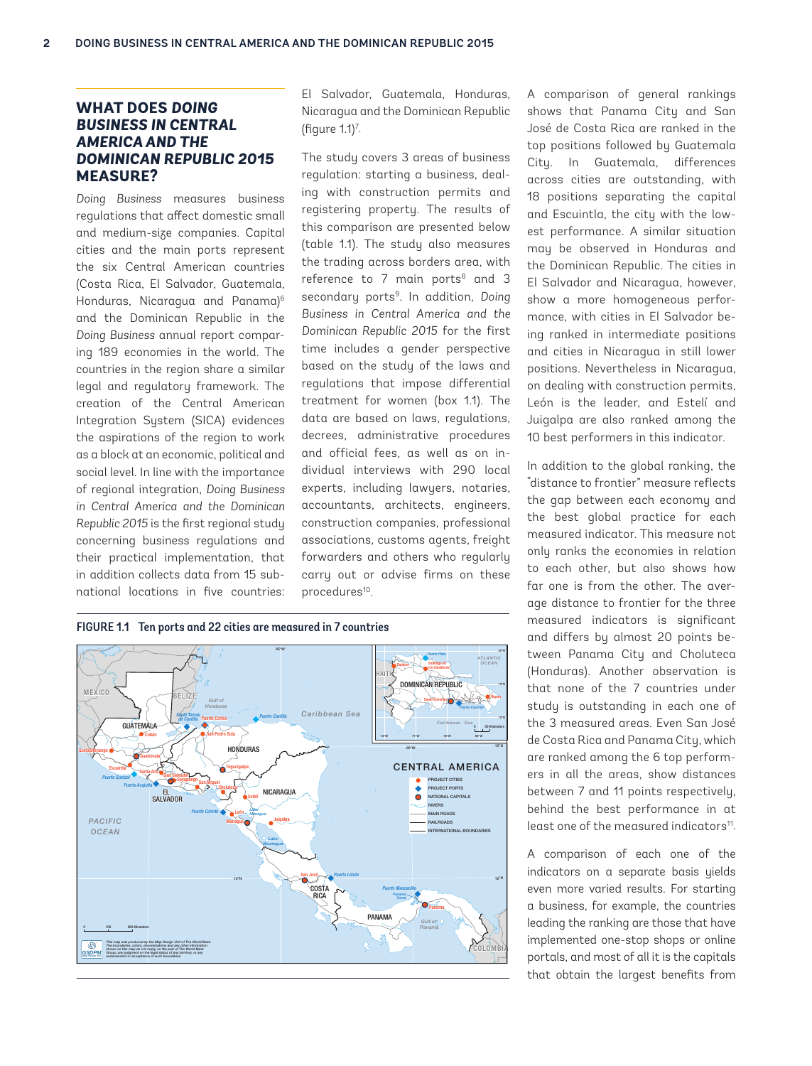## WHAT DOES *DOING BUSINESS IN CENTRAL AMERICA AND THE DOMINICAN REPUBLIC 2015* MEASURE?

*Doing Business* measures business regulations that affect domestic small and medium-size companies. Capital cities and the main ports represent the six Central American countries (Costa Rica, El Salvador, Guatemala, Honduras, Nicaragua and Panama)[6] and the Dominican Republic in the *Doing Business* annual report comparing 189 economies in the world. The countries in the region share a similar legal and regulatory framework. The creation of the Central American Integration System (SICA) evidences the aspirations of the region to work as a block at an economic, political and social level. In line with the importance of regional integration, *Doing Business in Central America and the Dominican Republic 2015* is the first regional study concerning business regulations and their practical implementation, that in addition collects data from 15 subnational locations in five countries: El Salvador, Guatemala, Honduras, Nicaragua and the Dominican Republic (figure 1.1)[7].

The study covers 3 areas of business regulation: starting a business, dealing with construction permits and registering property. The results of this comparison are presented below (table 1.1). The study also measures the trading across borders area, with reference to 7 main ports[8] and 3 secondary ports[9]. In addition, *Doing Business in Central America and the Dominican Republic 2015* for the first time includes a gender perspective based on the study of the laws and regulations that impose differential treatment for women (box 1.1). The data are based on laws, regulations, decrees, administrative procedures and official fees, as well as on individual interviews with 290 local experts, including lawyers, notaries, accountants, architects, engineers, construction companies, professional associations, customs agents, freight forwarders and others who regularly carry out or advise firms on these procedures[10].

**FIGURE 1.1 Ten ports and 22 cities are measured in 7 countries**

CENTRAL AMERICA
PROJECT CITIES
PROJECT PORTS
NATIONAL CAPITALS
RIVERS
MAIN ROADS
RAILROADS
INTERNATIONAL BOUNDARIES

MEXICO
BELIZE
GUATEMALA
HONDURAS
EL SALVADOR
NICARAGUA
COSTA RICA
PANAMA
COLOMBIA
HAITI
DOMINICAN REPUBLIC
PACIFIC OCEAN
Caribbean Sea
ATLANTIC OCEAN
Gulf of Honduras
Gulf of Panamá
Lake Managua
Lake Nicaragua
Panama Canal

Quetzaltenango
Escuintla
Puerto Quetzal
Puerto Acajutla
Cobán
Guatemala
Santo Tomás de Castilla
Puerto Cortés
San Pedro Sula
Puerto Castilla
Santa Ana
San Salvador
Soyapango
San Miguel
Tegucigalpa
Choluteca
Estelí
Puerto Corinto
León
Managua
Juigalpa
San José
Puerto Limón
Puerto Manzanillo
Panamá
Puerto Plata
Santiago de los Caballeros
Higüey
Santo Domingo
Puerto Caucedo
Tapatero

This map was produced by the Map Design Unit of The World Bank. The boundaries, colors, denominations and any other information shown on this map do not imply, on the part of The World Bank Group, any judgment on the legal status of any territory, or any endorsement or acceptance of such boundaries.

A comparison of general rankings shows that Panama City and San José de Costa Rica are ranked in the top positions followed by Guatemala City. In Guatemala, differences across cities are outstanding, with 18 positions separating the capital and Escuintla, the city with the lowest performance. A similar situation may be observed in Honduras and the Dominican Republic. The cities in El Salvador and Nicaragua, however, show a more homogeneous performance, with cities in El Salvador being ranked in intermediate positions and cities in Nicaragua in still lower positions. Nevertheless in Nicaragua, on dealing with construction permits, León is the leader, and Estelí and Juigalpa are also ranked among the 10 best performers in this indicator.

In addition to the global ranking, the "distance to frontier" measure reflects the gap between each economy and the best global practice for each measured indicator. This measure not only ranks the economies in relation to each other, but also shows how far one is from the other. The average distance to frontier in the three measured indicators is significant and differs by almost 20 points between Panama City and Choluteca (Honduras). Another observation is that none of the 7 countries under study is outstanding in each one of the 3 measured areas. Even San José de Costa Rica and Panama City, which are ranked among the 6 top performers in all the areas, show distances between 7 and 11 points respectively, behind the best performance in at least one of the measured indicators[11].

A comparison of each one of the indicators on a separate basis yields even more varied results. For starting a business, for example, the countries leading the ranking are those that have implemented one-stop shops or online portals, and most of all it is the capitals that obtain the largest benefits from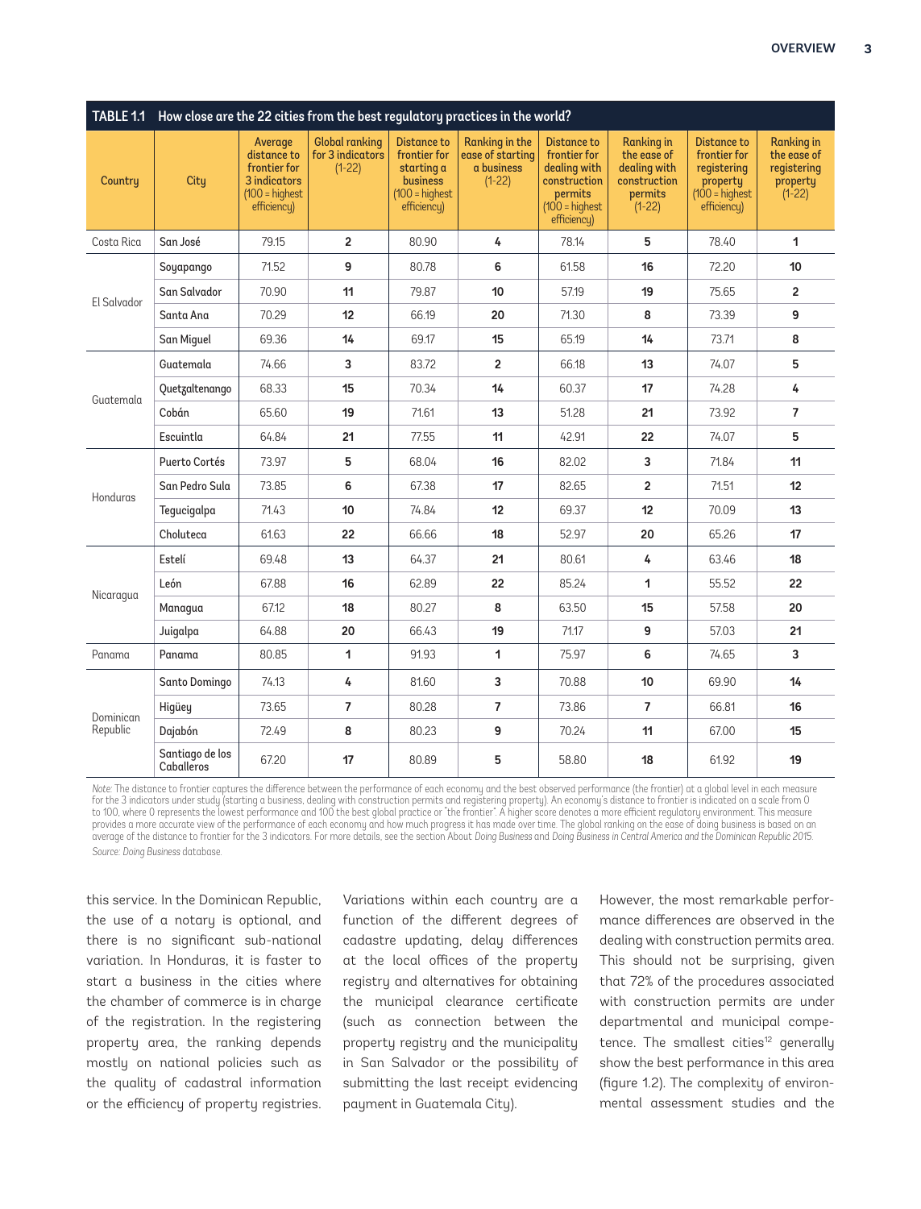**TABLE 1.1 How close are the 22 cities from the best regulatory practices in the world?**

| Country | City | Average distance to frontier for 3 indicators (100 = highest efficiency) | Global ranking for 3 indicators (1-22) | Distance to frontier for starting a business (100 = highest efficiency) | Ranking in the ease of starting a business (1-22) | Distance to frontier for dealing with construction permits (100 = highest efficiency) | Ranking in the ease of dealing with construction permits (1-22) | Distance to frontier for registering property (100 = highest efficiency) | Ranking in the ease of registering property (1-22) |
|---|---|---|---|---|---|---|---|---|---|
| Costa Rica | San José | 79.15 | **2** | 80.90 | **4** | 78.14 | **5** | 78.40 | **1** |
| El Salvador | Soyapango | 71.52 | **9** | 80.78 | **6** | 61.58 | **16** | 72.20 | **10** |
| | San Salvador | 70.90 | **11** | 79.87 | **10** | 57.19 | **19** | 75.65 | **2** |
| | Santa Ana | 70.29 | **12** | 66.19 | **20** | 71.30 | **8** | 73.39 | **9** |
| | San Miguel | 69.36 | **14** | 69.17 | **15** | 65.19 | **14** | 73.71 | **8** |
| Guatemala | Guatemala | 74.66 | **3** | 83.72 | **2** | 66.18 | **13** | 74.07 | **5** |
| | Quetzaltenango | 68.33 | **15** | 70.34 | **14** | 60.37 | **17** | 74.28 | **4** |
| | Cobán | 65.60 | **19** | 71.61 | **13** | 51.28 | **21** | 73.92 | **7** |
| | Escuintla | 64.84 | **21** | 77.55 | **11** | 42.91 | **22** | 74.07 | **5** |
| Honduras | Puerto Cortés | 73.97 | **5** | 68.04 | **16** | 82.02 | **3** | 71.84 | **11** |
| | San Pedro Sula | 73.85 | **6** | 67.38 | **17** | 82.65 | **2** | 71.51 | **12** |
| | Tegucigalpa | 71.43 | **10** | 74.84 | **12** | 69.37 | **12** | 70.09 | **13** |
| | Choluteca | 61.63 | **22** | 66.66 | **18** | 52.97 | **20** | 65.26 | **17** |
| Nicaragua | Estelí | 69.48 | **13** | 64.37 | **21** | 80.61 | **4** | 63.46 | **18** |
| | León | 67.88 | **16** | 62.89 | **22** | 85.24 | **1** | 55.52 | **22** |
| | Managua | 67.12 | **18** | 80.27 | **8** | 63.50 | **15** | 57.58 | **20** |
| | Juigalpa | 64.88 | **20** | 66.43 | **19** | 71.17 | **9** | 57.03 | **21** |
| Panama | Panama | 80.85 | **1** | 91.93 | **1** | 75.97 | **6** | 74.65 | **3** |
| Dominican Republic | Santo Domingo | 74.13 | **4** | 81.60 | **3** | 70.88 | **10** | 69.90 | **14** |
| | Higüey | 73.65 | **7** | 80.28 | **7** | 73.86 | **7** | 66.81 | **16** |
| | Dajabón | 72.49 | **8** | 80.23 | **9** | 70.24 | **11** | 67.00 | **15** |
| | Santiago de los Caballeros | 67.20 | **17** | 80.89 | **5** | 58.80 | **18** | 61.92 | **19** |

*Note:* The distance to frontier captures the difference between the performance of each economy and the best observed performance (the frontier) at a global level in each measure for the 3 indicators under study (starting a business, dealing with construction permits and registering property). An economy's distance to frontier is indicated on a scale from 0 to 100, where 0 represents the lowest performance and 100 the best global practice or "the frontier". A higher score denotes a more efficient regulatory environment. This measure provides a more accurate view of the performance of each economy and how much progress it has made over time. The global ranking on the ease of doing business is based on an average of the distance to frontier for the 3 indicators. For more details, see the section About *Doing Business* and *Doing Business in Central America and the Dominican Republic 2015*.

*Source: Doing Business* database.

this service. In the Dominican Republic, the use of a notary is optional, and there is no significant sub-national variation. In Honduras, it is faster to start a business in the cities where the chamber of commerce is in charge of the registration. In the registering property area, the ranking depends mostly on national policies such as the quality of cadastral information or the efficiency of property registries. Variations within each country are a function of the different degrees of cadastre updating, delay differences at the local offices of the property registry and alternatives for obtaining the municipal clearance certificate (such as connection between the property registry and the municipality in San Salvador or the possibility of submitting the last receipt evidencing payment in Guatemala City).

However, the most remarkable performance differences are observed in the dealing with construction permits area. This should not be surprising, given that 72% of the procedures associated with construction permits are under departmental and municipal competence. The smallest cities[12] generally show the best performance in this area (figure 1.2). The complexity of environmental assessment studies and the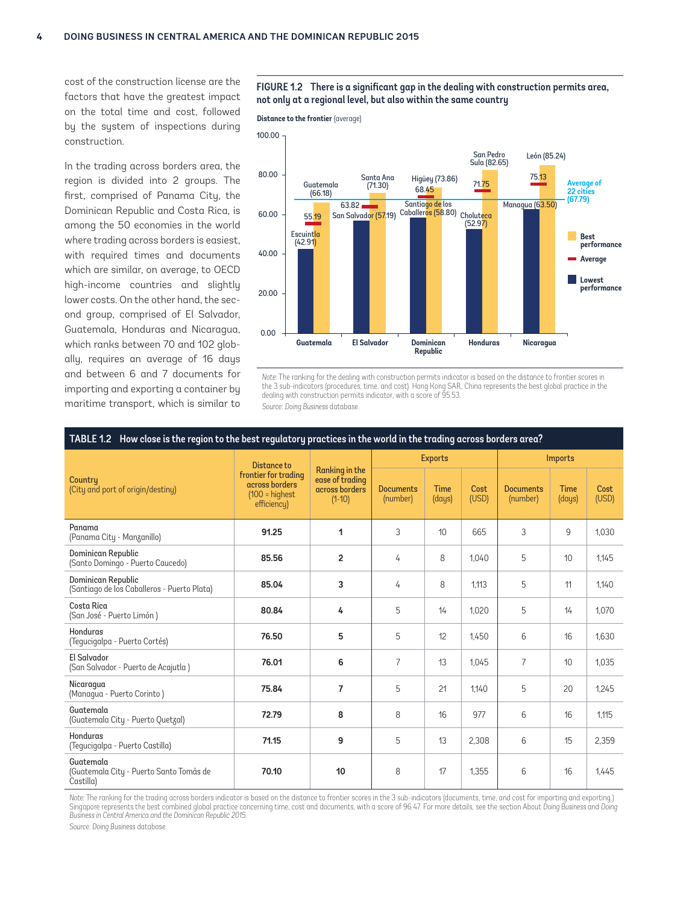cost of the construction license are the factors that have the greatest impact on the total time and cost, followed by the system of inspections during construction.

In the trading across borders area, the region is divided into 2 groups. The first, comprised of Panama City, the Dominican Republic and Costa Rica, is among the 50 economies in the world where trading across borders is easiest, with required times and documents which are similar, on average, to OECD high-income countries and slightly lower costs. On the other hand, the second group, comprised of El Salvador, Guatemala, Honduras and Nicaragua, which ranks between 70 and 102 globally, requires an average of 16 days and between 6 and 7 documents for importing and exporting a container by maritime transport, which is similar to

**FIGURE 1.2 There is a significant gap in the dealing with construction permits area, not only at a regional level, but also within the same country**

**Distance to the frontier** (average)

| Country | Lowest performance | Average | Best performance |
|---|---|---|---|
| Guatemala | Escuintla (42.91) | 55.19 | Guatemala (66.18) |
| El Salvador | San Salvador (57.19) | 63.82 | Santa Ana (71.30) |
| Dominican Republic | Santiago de los Caballeros (58.80) | 68.45 | Higüey (73.86) |
| Honduras | Choluteca (52.97) | 71.75 | San Pedro Sula (82.65) |
| Nicaragua | Managua (63.50) | 75.13 | León (85.24) |

Average of 22 cities (67.79)

*Note:* The ranking for the dealing with construction permits indicator is based on the distance to frontier scores in the 3 sub-indicators (procedures, time, and cost). Hong Kong SAR, China represents the best global practice in the dealing with construction permits indicator, with a score of 95.53.

*Source: Doing Business* database.

**TABLE 1.2 How close is the region to the best regulatory practices in the world in the trading across borders area?**

| Country (City and port of origin/destiny) | Distance to frontier for trading across borders (100 = highest efficiency) | Ranking in the ease of trading across borders (1-10) | Exports | | | Imports | | |
|---|---|---|---|---|---|---|---|---|
| | | | Documents (number) | Time (days) | Cost (USD) | Documents (number) | Time (days) | Cost (USD) |
| Panama (Panama City - Manzanillo) | **91.25** | **1** | 3 | 10 | 665 | 3 | 9 | 1,030 |
| Dominican Republic (Santo Domingo - Puerto Caucedo) | **85.56** | **2** | 4 | 8 | 1,040 | 5 | 10 | 1,145 |
| Dominican Republic (Santiago de los Caballeros - Puerto Plata) | **85.04** | **3** | 4 | 8 | 1,113 | 5 | 11 | 1,140 |
| Costa Rica (San José - Puerto Limón ) | **80.84** | **4** | 5 | 14 | 1,020 | 5 | 14 | 1,070 |
| Honduras (Tegucigalpa - Puerto Cortés) | **76.50** | **5** | 5 | 12 | 1,450 | 6 | 16 | 1,630 |
| El Salvador (San Salvador - Puerto de Acajutla ) | **76.01** | **6** | 7 | 13 | 1,045 | 7 | 10 | 1,035 |
| Nicaragua (Managua - Puerto Corinto ) | **75.84** | **7** | 5 | 21 | 1,140 | 5 | 20 | 1,245 |
| Guatemala (Guatemala City - Puerto Quetzal) | **72.79** | **8** | 8 | 16 | 977 | 6 | 16 | 1,115 |
| Honduras (Tegucigalpa - Puerto Castilla) | **71.15** | **9** | 5 | 13 | 2,308 | 6 | 15 | 2,359 |
| Guatemala (Guatemala City - Puerto Santo Tomás de Castilla) | **70.10** | **10** | 8 | 17 | 1,355 | 6 | 16 | 1,445 |

*Note:* The ranking for the trading across borders indicator is based on the distance to frontier scores in the 3 sub-indicators (documents, time, and cost for importing and exporting.) Singapore represents the best combined global practice concerning time, cost and documents, with a score of 96.47. For more details, see the section About *Doing Business* and *Doing Business in Central America and the Dominican Republic 2015*.

*Source: Doing Business* database.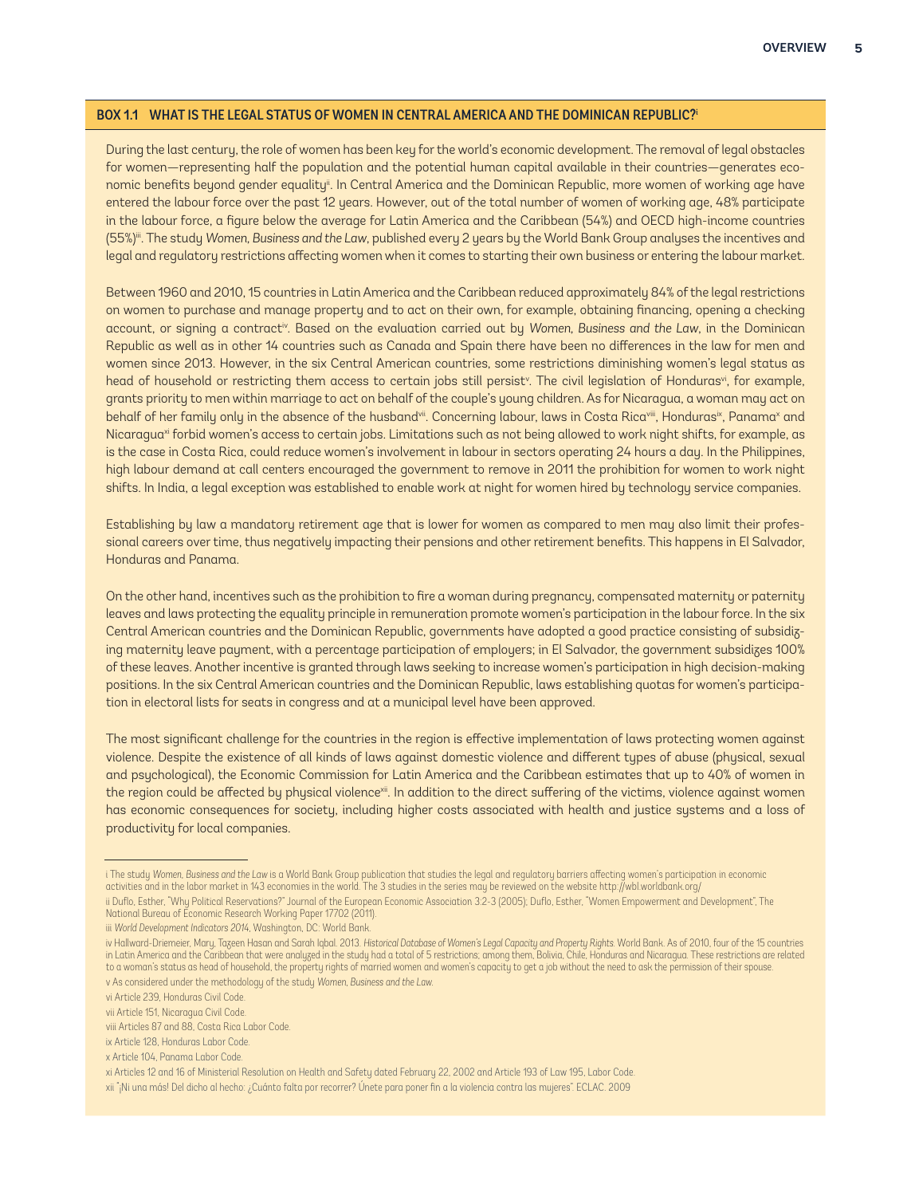## BOX 1.1 WHAT IS THE LEGAL STATUS OF WOMEN IN CENTRAL AMERICA AND THE DOMINICAN REPUBLIC?[i]

During the last century, the role of women has been key for the world's economic development. The removal of legal obstacles for women—representing half the population and the potential human capital available in their countries—generates economic benefits beyond gender equality[ii]. In Central America and the Dominican Republic, more women of working age have entered the labour force over the past 12 years. However, out of the total number of women of working age, 48% participate in the labour force, a figure below the average for Latin America and the Caribbean (54%) and OECD high-income countries (55%)[iii]. The study *Women, Business and the Law*, published every 2 years by the World Bank Group analyses the incentives and legal and regulatory restrictions affecting women when it comes to starting their own business or entering the labour market.

Between 1960 and 2010, 15 countries in Latin America and the Caribbean reduced approximately 84% of the legal restrictions on women to purchase and manage property and to act on their own, for example, obtaining financing, opening a checking account, or signing a contract[iv]. Based on the evaluation carried out by *Women, Business and the Law*, in the Dominican Republic as well as in other 14 countries such as Canada and Spain there have been no differences in the law for men and women since 2013. However, in the six Central American countries, some restrictions diminishing women's legal status as head of household or restricting them access to certain jobs still persist[v]. The civil legislation of Honduras[vi], for example, grants priority to men within marriage to act on behalf of the couple's young children. As for Nicaragua, a woman may act on behalf of her family only in the absence of the husband[vii]. Concerning labour, laws in Costa Rica[viii], Honduras[ix], Panama[x] and Nicaragua[xi] forbid women's access to certain jobs. Limitations such as not being allowed to work night shifts, for example, as is the case in Costa Rica, could reduce women's involvement in labour in sectors operating 24 hours a day. In the Philippines, high labour demand at call centers encouraged the government to remove in 2011 the prohibition for women to work night shifts. In India, a legal exception was established to enable work at night for women hired by technology service companies.

Establishing by law a mandatory retirement age that is lower for women as compared to men may also limit their professional careers over time, thus negatively impacting their pensions and other retirement benefits. This happens in El Salvador, Honduras and Panama.

On the other hand, incentives such as the prohibition to fire a woman during pregnancy, compensated maternity or paternity leaves and laws protecting the equality principle in remuneration promote women's participation in the labour force. In the six Central American countries and the Dominican Republic, governments have adopted a good practice consisting of subsidizing maternity leave payment, with a percentage participation of employers; in El Salvador, the government subsidizes 100% of these leaves. Another incentive is granted through laws seeking to increase women's participation in high decision-making positions. In the six Central American countries and the Dominican Republic, laws establishing quotas for women's participation in electoral lists for seats in congress and at a municipal level have been approved.

The most significant challenge for the countries in the region is effective implementation of laws protecting women against violence. Despite the existence of all kinds of laws against domestic violence and different types of abuse (physical, sexual and psychological), the Economic Commission for Latin America and the Caribbean estimates that up to 40% of women in the region could be affected by physical violence[xii]. In addition to the direct suffering of the victims, violence against women has economic consequences for society, including higher costs associated with health and justice systems and a loss of productivity for local companies.

---

i The study *Women, Business and the Law* is a World Bank Group publication that studies the legal and regulatory barriers affecting women's participation in economic activities and in the labor market in 143 economies in the world. The 3 studies in the series may be reviewed on the website http://wbl.worldbank.org/

ii Duflo, Esther, "Why Political Reservations?" Journal of the European Economic Association 3:2-3 (2005); Duflo, Esther, "Women Empowerment and Development", The National Bureau of Economic Research Working Paper 17702 (2011).

iii *World Development Indicators 2014*, Washington, DC: World Bank.

iv Hallward-Driemeier, Mary, Tazeen Hasan and Sarah Iqbal. 2013. *Historical Database of Women's Legal Capacity and Property Rights*. World Bank. As of 2010, four of the 15 countries in Latin America and the Caribbean that were analyzed in the study had a total of 5 restrictions; among them, Bolivia, Chile, Honduras and Nicaragua. These restrictions are related to a woman's status as head of household, the property rights of married women and women's capacity to get a job without the need to ask the permission of their spouse.

v As considered under the methodology of the study *Women, Business and the Law*.

vi Article 239, Honduras Civil Code.

vii Article 151, Nicaragua Civil Code.

viii Articles 87 and 88, Costa Rica Labor Code.

ix Article 128, Honduras Labor Code.

x Article 104, Panama Labor Code.

xi Articles 12 and 16 of Ministerial Resolution on Health and Safety dated February 22, 2002 and Article 193 of Law 195, Labor Code.

xii "¡Ni una más! Del dicho al hecho: ¿Cuánto falta por recorrer? Únete para poner fin a la violencia contra las mujeres". ECLAC. 2009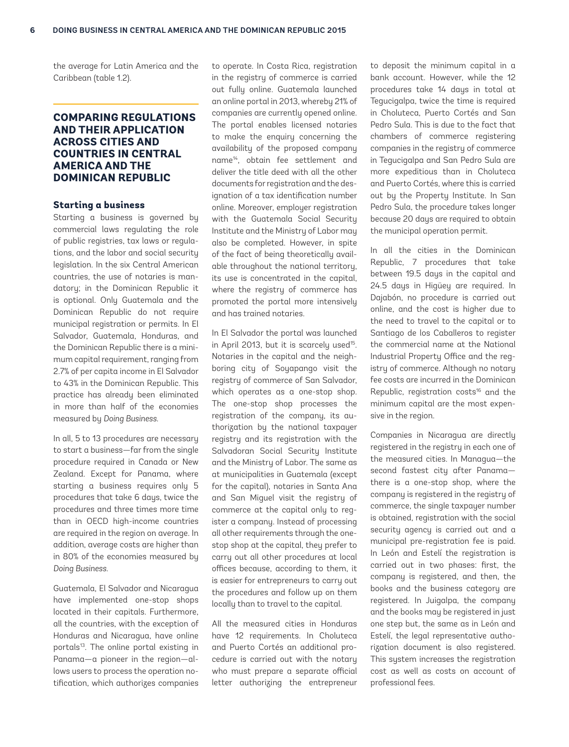the average for Latin America and the Caribbean (table 1.2).

## COMPARING REGULATIONS AND THEIR APPLICATION ACROSS CITIES AND COUNTRIES IN CENTRAL AMERICA AND THE DOMINICAN REPUBLIC

### Starting a business

Starting a business is governed by commercial laws regulating the role of public registries, tax laws or regulations, and the labor and social security legislation. In the six Central American countries, the use of notaries is mandatory; in the Dominican Republic it is optional. Only Guatemala and the Dominican Republic do not require municipal registration or permits. In El Salvador, Guatemala, Honduras, and the Dominican Republic there is a minimum capital requirement, ranging from 2.7% of per capita income in El Salvador to 43% in the Dominican Republic. This practice has already been eliminated in more than half of the economies measured by *Doing Business*.

In all, 5 to 13 procedures are necessary to start a business—far from the single procedure required in Canada or New Zealand. Except for Panama, where starting a business requires only 5 procedures that take 6 days, twice the procedures and three times more time than in OECD high-income countries are required in the region on average. In addition, average costs are higher than in 80% of the economies measured by *Doing Business*.

Guatemala, El Salvador and Nicaragua have implemented one-stop shops located in their capitals. Furthermore, all the countries, with the exception of Honduras and Nicaragua, have online portals[13]. The online portal existing in Panama—a pioneer in the region—allows users to process the operation notification, which authorizes companies to operate. In Costa Rica, registration in the registry of commerce is carried out fully online. Guatemala launched an online portal in 2013, whereby 21% of companies are currently opened online. The portal enables licensed notaries to make the enquiry concerning the availability of the proposed company name[14], obtain fee settlement and deliver the title deed with all the other documents for registration and the designation of a tax identification number online. Moreover, employer registration with the Guatemala Social Security Institute and the Ministry of Labor may also be completed. However, in spite of the fact of being theoretically available throughout the national territory, its use is concentrated in the capital, where the registry of commerce has promoted the portal more intensively and has trained notaries.

In El Salvador the portal was launched in April 2013, but it is scarcely used[15]. Notaries in the capital and the neighboring city of Soyapango visit the registry of commerce of San Salvador, which operates as a one-stop shop. The one-stop shop processes the registration of the company, its authorization by the national taxpayer registry and its registration with the Salvadoran Social Security Institute and the Ministry of Labor. The same as at municipalities in Guatemala (except for the capital), notaries in Santa Ana and San Miguel visit the registry of commerce at the capital only to register a company. Instead of processing all other requirements through the one-stop shop at the capital, they prefer to carry out all other procedures at local offices because, according to them, it is easier for entrepreneurs to carry out the procedures and follow up on them locally than to travel to the capital.

All the measured cities in Honduras have 12 requirements. In Choluteca and Puerto Cortés an additional procedure is carried out with the notary who must prepare a separate official letter authorizing the entrepreneur to deposit the minimum capital in a bank account. However, while the 12 procedures take 14 days in total at Tegucigalpa, twice the time is required in Choluteca, Puerto Cortés and San Pedro Sula. This is due to the fact that chambers of commerce registering companies in the registry of commerce in Tegucigalpa and San Pedro Sula are more expeditious than in Choluteca and Puerto Cortés, where this is carried out by the Property Institute. In San Pedro Sula, the procedure takes longer because 20 days are required to obtain the municipal operation permit.

In all the cities in the Dominican Republic, 7 procedures that take between 19.5 days in the capital and 24.5 days in Higüey are required. In Dajabón, no procedure is carried out online, and the cost is higher due to the need to travel to the capital or to Santiago de los Caballeros to register the commercial name at the National Industrial Property Office and the registry of commerce. Although no notary fee costs are incurred in the Dominican Republic, registration costs[16] and the minimum capital are the most expensive in the region.

Companies in Nicaragua are directly registered in the registry in each one of the measured cities. In Managua—the second fastest city after Panama—there is a one-stop shop, where the company is registered in the registry of commerce, the single taxpayer number is obtained, registration with the social security agency is carried out and a municipal pre-registration fee is paid. In León and Estelí the registration is carried out in two phases: first, the company is registered, and then, the books and the business category are registered. In Juigalpa, the company and the books may be registered in just one step but, the same as in León and Estelí, the legal representative authorization document is also registered. This system increases the registration cost as well as costs on account of professional fees.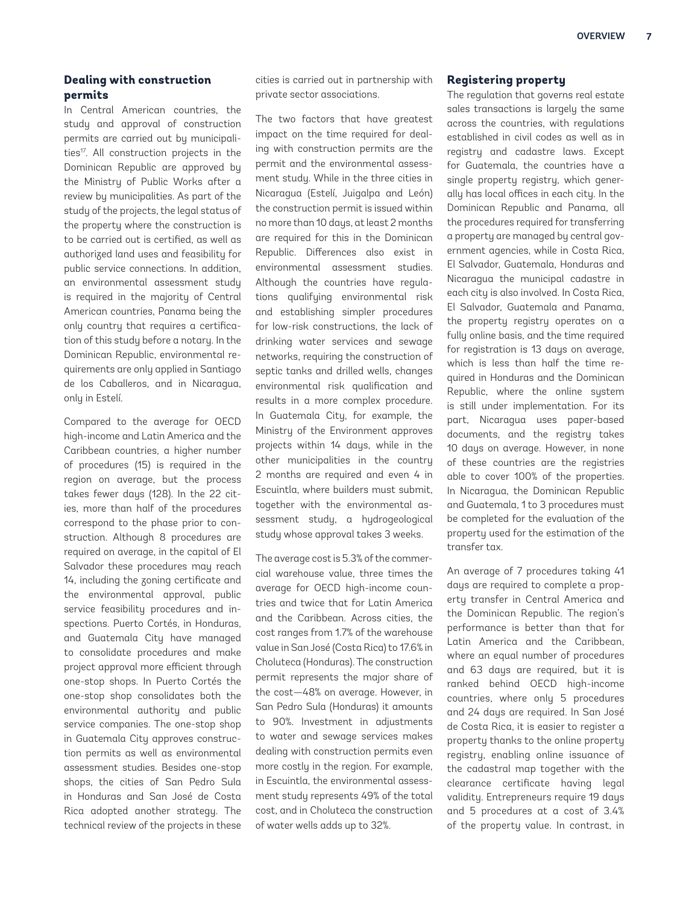## Dealing with construction permits

In Central American countries, the study and approval of construction permits are carried out by municipalities[17]. All construction projects in the Dominican Republic are approved by the Ministry of Public Works after a review by municipalities. As part of the study of the projects, the legal status of the property where the construction is to be carried out is certified, as well as authorized land uses and feasibility for public service connections. In addition, an environmental assessment study is required in the majority of Central American countries, Panama being the only country that requires a certification of this study before a notary. In the Dominican Republic, environmental requirements are only applied in Santiago de los Caballeros, and in Nicaragua, only in Estelí.

Compared to the average for OECD high-income and Latin America and the Caribbean countries, a higher number of procedures (15) is required in the region on average, but the process takes fewer days (128). In the 22 cities, more than half of the procedures correspond to the phase prior to construction. Although 8 procedures are required on average, in the capital of El Salvador these procedures may reach 14, including the zoning certificate and the environmental approval, public service feasibility procedures and inspections. Puerto Cortés, in Honduras, and Guatemala City have managed to consolidate procedures and make project approval more efficient through one-stop shops. In Puerto Cortés the one-stop shop consolidates both the environmental authority and public service companies. The one-stop shop in Guatemala City approves construction permits as well as environmental assessment studies. Besides one-stop shops, the cities of San Pedro Sula in Honduras and San José de Costa Rica adopted another strategy. The technical review of the projects in these cities is carried out in partnership with private sector associations.

The two factors that have greatest impact on the time required for dealing with construction permits are the permit and the environmental assessment study. While in the three cities in Nicaragua (Estelí, Juigalpa and León) the construction permit is issued within no more than 10 days, at least 2 months are required for this in the Dominican Republic. Differences also exist in environmental assessment studies. Although the countries have regulations qualifying environmental risk and establishing simpler procedures for low-risk constructions, the lack of drinking water services and sewage networks, requiring the construction of septic tanks and drilled wells, changes environmental risk qualification and results in a more complex procedure. In Guatemala City, for example, the Ministry of the Environment approves projects within 14 days, while in the other municipalities in the country 2 months are required and even 4 in Escuintla, where builders must submit, together with the environmental assessment study, a hydrogeological study whose approval takes 3 weeks.

The average cost is 5.3% of the commercial warehouse value, three times the average for OECD high-income countries and twice that for Latin America and the Caribbean. Across cities, the cost ranges from 1.7% of the warehouse value in San José (Costa Rica) to 17.6% in Choluteca (Honduras). The construction permit represents the major share of the cost—48% on average. However, in San Pedro Sula (Honduras) it amounts to 90%. Investment in adjustments to water and sewage services makes dealing with construction permits even more costly in the region. For example, in Escuintla, the environmental assessment study represents 49% of the total cost, and in Choluteca the construction of water wells adds up to 32%.

## Registering property

The regulation that governs real estate sales transactions is largely the same across the countries, with regulations established in civil codes as well as in registry and cadastre laws. Except for Guatemala, the countries have a single property registry, which generally has local offices in each city. In the Dominican Republic and Panama, all the procedures required for transferring a property are managed by central government agencies, while in Costa Rica, El Salvador, Guatemala, Honduras and Nicaragua the municipal cadastre in each city is also involved. In Costa Rica, El Salvador, Guatemala and Panama, the property registry operates on a fully online basis, and the time required for registration is 13 days on average, which is less than half the time required in Honduras and the Dominican Republic, where the online system is still under implementation. For its part, Nicaragua uses paper-based documents, and the registry takes 10 days on average. However, in none of these countries are the registries able to cover 100% of the properties. In Nicaragua, the Dominican Republic and Guatemala, 1 to 3 procedures must be completed for the evaluation of the property used for the estimation of the transfer tax.

An average of 7 procedures taking 41 days are required to complete a property transfer in Central America and the Dominican Republic. The region's performance is better than that for Latin America and the Caribbean, where an equal number of procedures and 63 days are required, but it is ranked behind OECD high-income countries, where only 5 procedures and 24 days are required. In San José de Costa Rica, it is easier to register a property thanks to the online property registry, enabling online issuance of the cadastral map together with the clearance certificate having legal validity. Entrepreneurs require 19 days and 5 procedures at a cost of 3.4% of the property value. In contrast, in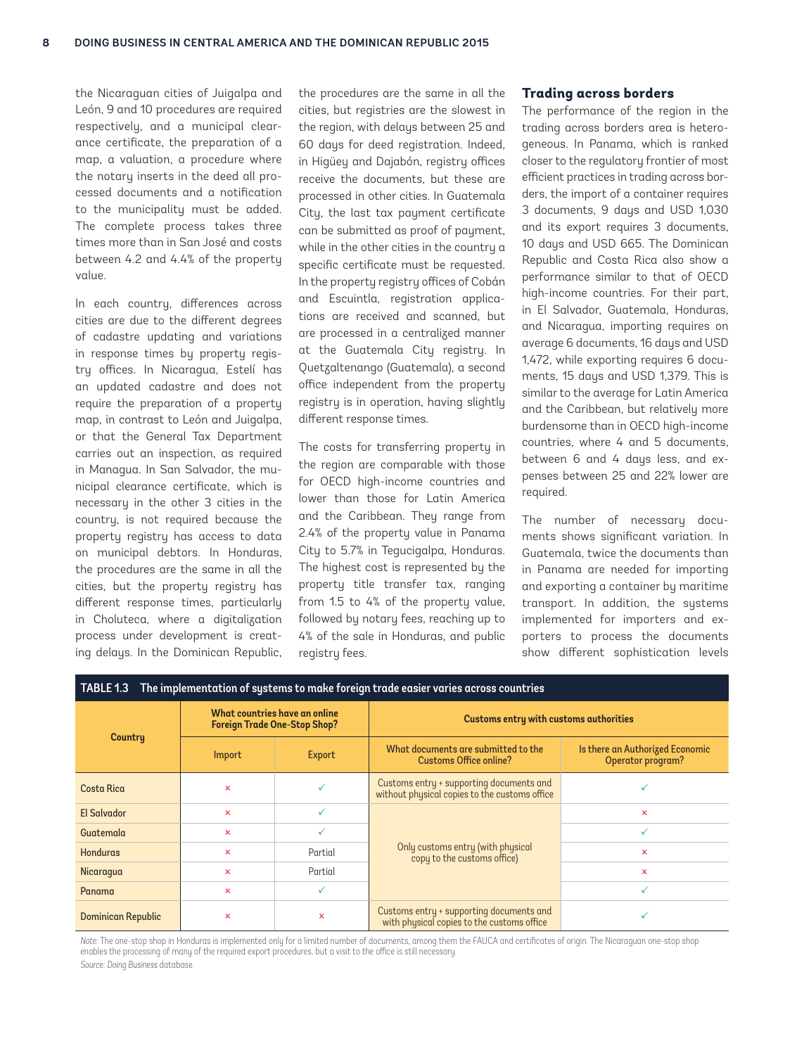the Nicaraguan cities of Juigalpa and León, 9 and 10 procedures are required respectively, and a municipal clearance certificate, the preparation of a map, a valuation, a procedure where the notary inserts in the deed all processed documents and a notification to the municipality must be added. The complete process takes three times more than in San José and costs between 4.2 and 4.4% of the property value.

In each country, differences across cities are due to the different degrees of cadastre updating and variations in response times by property registry offices. In Nicaragua, Estelí has an updated cadastre and does not require the preparation of a property map, in contrast to León and Juigalpa, or that the General Tax Department carries out an inspection, as required in Managua. In San Salvador, the municipal clearance certificate, which is necessary in the other 3 cities in the country, is not required because the property registry has access to data on municipal debtors. In Honduras, the procedures are the same in all the cities, but the property registry has different response times, particularly in Choluteca, where a digitalization process under development is creating delays. In the Dominican Republic, the procedures are the same in all the cities, but registries are the slowest in the region, with delays between 25 and 60 days for deed registration. Indeed, in Higüey and Dajabón, registry offices receive the documents, but these are processed in other cities. In Guatemala City, the last tax payment certificate can be submitted as proof of payment, while in the other cities in the country a specific certificate must be requested. In the property registry offices of Cobán and Escuintla, registration applications are received and scanned, but are processed in a centralized manner at the Guatemala City registry. In Quetzaltenango (Guatemala), a second office independent from the property registry is in operation, having slightly different response times.

The costs for transferring property in the region are comparable with those for OECD high-income countries and lower than those for Latin America and the Caribbean. They range from 2.4% of the property value in Panama City to 5.7% in Tegucigalpa, Honduras. The highest cost is represented by the property title transfer tax, ranging from 1.5 to 4% of the property value, followed by notary fees, reaching up to 4% of the sale in Honduras, and public registry fees.

### Trading across borders

The performance of the region in the trading across borders area is heterogeneous. In Panama, which is ranked closer to the regulatory frontier of most efficient practices in trading across borders, the import of a container requires 3 documents, 9 days and USD 1,030 and its export requires 3 documents, 10 days and USD 665. The Dominican Republic and Costa Rica also show a performance similar to that of OECD high-income countries. For their part, in El Salvador, Guatemala, Honduras, and Nicaragua, importing requires on average 6 documents, 16 days and USD 1,472, while exporting requires 6 documents, 15 days and USD 1,379. This is similar to the average for Latin America and the Caribbean, but relatively more burdensome than in OECD high-income countries, where 4 and 5 documents, between 6 and 4 days less, and expenses between 25 and 22% lower are required.

The number of necessary documents shows significant variation. In Guatemala, twice the documents than in Panama are needed for importing and exporting a container by maritime transport. In addition, the systems implemented for importers and exporters to process the documents show different sophistication levels

**TABLE 1.3 The implementation of systems to make foreign trade easier varies across countries**

| Country | What countries have an online Foreign Trade One-Stop Shop? | | Customs entry with customs authorities | |
|---|---|---|---|---|
| | Import | Export | What documents are submitted to the Customs Office online? | Is there an Authorized Economic Operator program? |
| Costa Rica | × | ✓ | Customs entry + supporting documents and without physical copies to the customs office | ✓ |
| El Salvador | × | ✓ | Only customs entry (with physical copy to the customs office) | × |
| Guatemala | × | ✓ | Only customs entry (with physical copy to the customs office) | ✓ |
| Honduras | × | Partial | Only customs entry (with physical copy to the customs office) | × |
| Nicaragua | × | Partial | Only customs entry (with physical copy to the customs office) | × |
| Panama | × | ✓ | Only customs entry (with physical copy to the customs office) | ✓ |
| Dominican Republic | × | × | Customs entry + supporting documents and with physical copies to the customs office | ✓ |

*Note:* The one-stop shop in Honduras is implemented only for a limited number of documents, among them the FAUCA and certificates of origin. The Nicaraguan one-stop shop enables the processing of many of the required export procedures, but a visit to the office is still necessary.

*Source: Doing Business* database.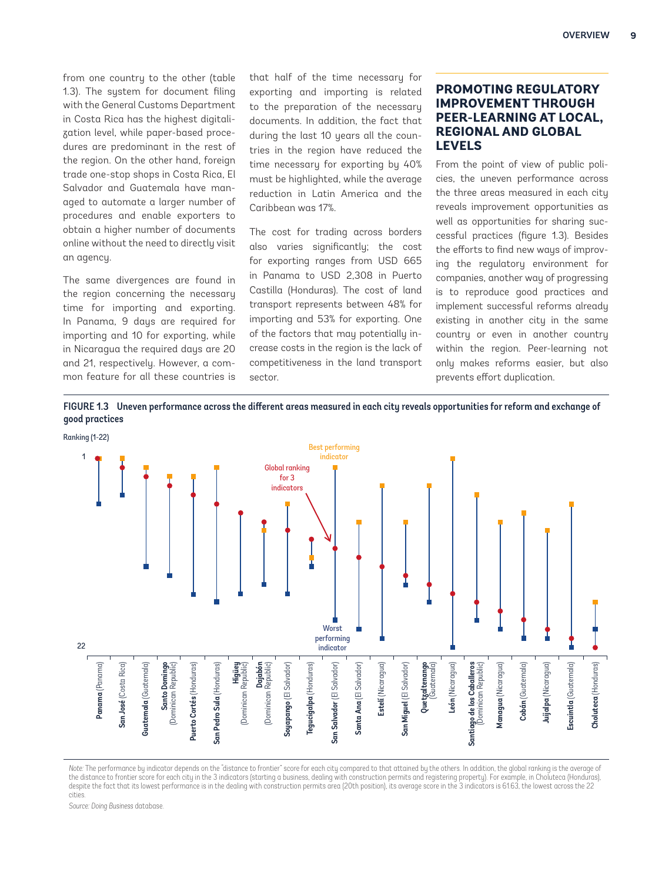from one country to the other (table 1.3). The system for document filing with the General Customs Department in Costa Rica has the highest digitization level, while paper-based procedures are predominant in the rest of the region. On the other hand, foreign trade one-stop shops in Costa Rica, El Salvador and Guatemala have managed to automate a larger number of procedures and enable exporters to obtain a higher number of documents online without the need to directly visit an agency.

The same divergences are found in the region concerning the necessary time for importing and exporting. In Panama, 9 days are required for importing and 10 for exporting, while in Nicaragua the required days are 20 and 21, respectively. However, a common feature for all these countries is that half of the time necessary for exporting and importing is related to the preparation of the necessary documents. In addition, the fact that during the last 10 years all the countries in the region have reduced the time necessary for exporting by 40% must be highlighted, while the average reduction in Latin America and the Caribbean was 17%.

The cost for trading across borders also varies significantly; the cost for exporting ranges from USD 665 in Panama to USD 2,308 in Puerto Castilla (Honduras). The cost of land transport represents between 48% for importing and 53% for exporting. One of the factors that may potentially increase costs in the region is the lack of competitiveness in the land transport sector.

## PROMOTING REGULATORY IMPROVEMENT THROUGH PEER-LEARNING AT LOCAL, REGIONAL AND GLOBAL LEVELS

From the point of view of public policies, the uneven performance across the three areas measured in each city reveals improvement opportunities as well as opportunities for sharing successful practices (figure 1.3). Besides the efforts to find new ways of improving the regulatory environment for companies, another way of progressing is to reproduce good practices and implement successful reforms already existing in another city in the same country or even in another country within the region. Peer-learning not only makes reforms easier, but also prevents effort duplication.

**FIGURE 1.3 Uneven performance across the different areas measured in each city reveals opportunities for reform and exchange of good practices**

Ranking (1-22)

Legend: Best performing indicator; Global ranking for 3 indicators; Worst performing indicator

Cities: Panama (Panama), San José (Costa Rica), Guatemala (Guatemala), Santo Domingo (Dominican Republic), Puerto Cortés (Honduras), San Pedro Sula (Honduras), Higüey (Dominican Republic), Dajabón (Dominican Republic), Soyapango (El Salvador), Tegucigalpa (Honduras), San Salvador (El Salvador), Santa Ana (El Salvador), Estelí (Nicaragua), San Miguel (El Salvador), Quetzaltenango (Guatemala), León (Nicaragua), Santiago de los Caballeros (Dominican Republic), Managua (Nicaragua), Cobán (Guatemala), Juigalpa (Nicaragua), Escuintla (Guatemala), Choluteca (Honduras)

*Note:* The performance by indicator depends on the "distance to frontier" score for each city compared to that attained by the others. In addition, the global ranking is the average of the distance to frontier score for each city in the 3 indicators (starting a business, dealing with construction permits and registering property). For example, in Choluteca (Honduras), despite the fact that its lowest performance is in the dealing with construction permits area (20th position), its average score in the 3 indicators is 61.63, the lowest across the 22 cities.

*Source: Doing Business* database.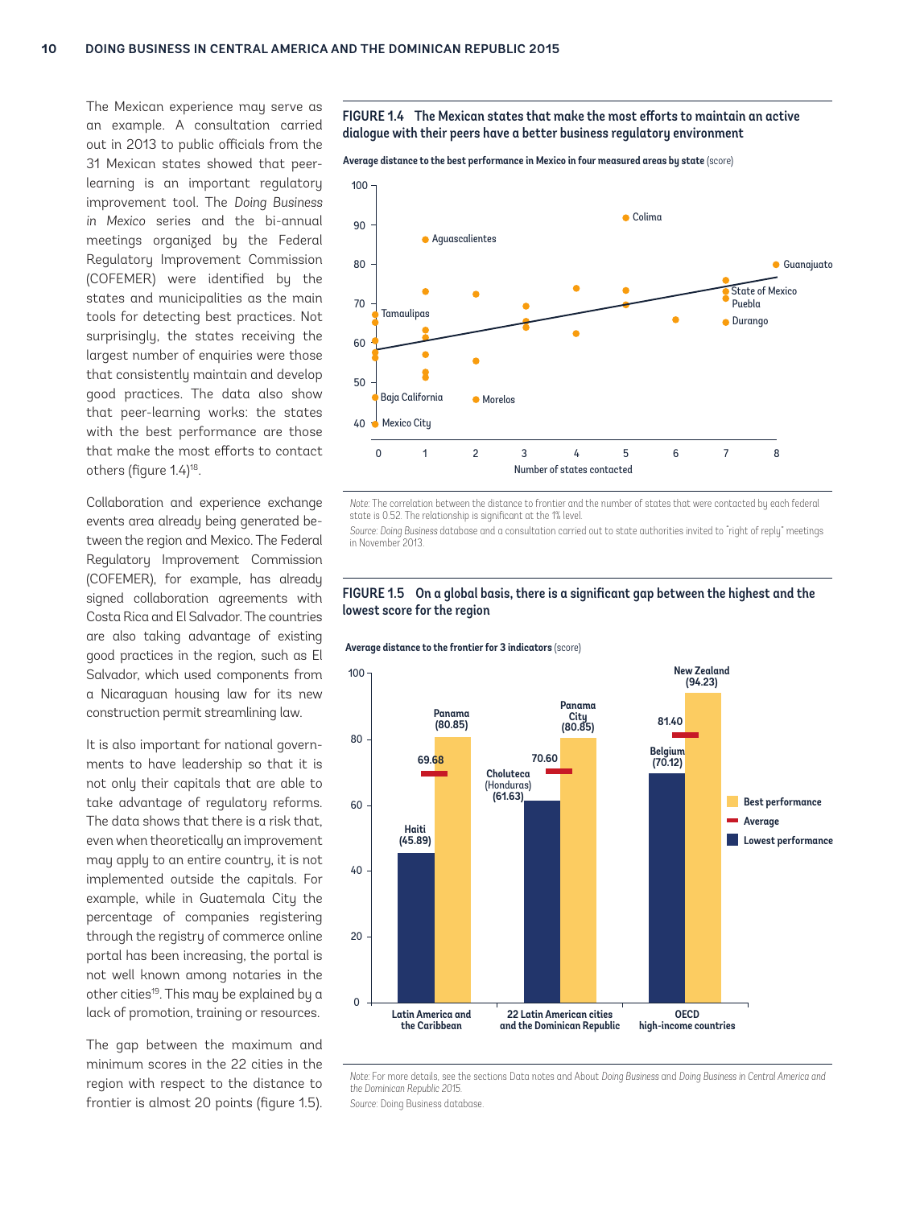The Mexican experience may serve as an example. A consultation carried out in 2013 to public officials from the 31 Mexican states showed that peer-learning is an important regulatory improvement tool. The *Doing Business in Mexico* series and the bi-annual meetings organized by the Federal Regulatory Improvement Commission (COFEMER) were identified by the states and municipalities as the main tools for detecting best practices. Not surprisingly, the states receiving the largest number of enquiries were those that consistently maintain and develop good practices. The data also show that peer-learning works: the states with the best performance are those that make the most efforts to contact others (figure 1.4)[18].

Collaboration and experience exchange events area already being generated between the region and Mexico. The Federal Regulatory Improvement Commission (COFEMER), for example, has already signed collaboration agreements with Costa Rica and El Salvador. The countries are also taking advantage of existing good practices in the region, such as El Salvador, which used components from a Nicaraguan housing law for its new construction permit streamlining law.

It is also important for national governments to have leadership so that it is not only their capitals that are able to take advantage of regulatory reforms. The data shows that there is a risk that, even when theoretically an improvement may apply to an entire country, it is not implemented outside the capitals. For example, while in Guatemala City the percentage of companies registering through the registry of commerce online portal has been increasing, the portal is not well known among notaries in the other cities[19]. This may be explained by a lack of promotion, training or resources.

The gap between the maximum and minimum scores in the 22 cities in the region with respect to the distance to frontier is almost 20 points (figure 1.5).

**FIGURE 1.4 The Mexican states that make the most efforts to maintain an active dialogue with their peers have a better business regulatory environment**

**Average distance to the best performance in Mexico in four measured areas by state** (score)

Colima
Aguascalientes
Guanajuato
State of Mexico
Puebla
Durango
Tamaulipas
Baja California
Morelos
Mexico City
100
90
80
70
60
50
40
0 1 2 3 4 5 6 7 8
Number of states contacted

*Note:* The correlation between the distance to frontier and the number of states that were contacted by each federal state is 0.52. The relationship is significant at the 1% level.

*Source: Doing Business* database and a consultation carried out to state authorities invited to "right of reply" meetings in November 2013.

**FIGURE 1.5 On a global basis, there is a significant gap between the highest and the lowest score for the region**

**Average distance to the frontier for 3 indicators** (score)

Panama (80.85)
69.68
Haiti (45.89)
Panama City (80.85)
70.60
Choluteca (Honduras) (61.63)
New Zealand (94.23)
81.40
Belgium (70.12)
100
80
60
40
20
0
Latin America and the Caribbean
22 Latin American cities and the Dominican Republic
OECD high-income countries
Best performance
Average
Lowest performance

*Note:* For more details, see the sections Data notes and About *Doing Business* and *Doing Business in Central America and the Dominican Republic 2015*.

*Source:* Doing Business database.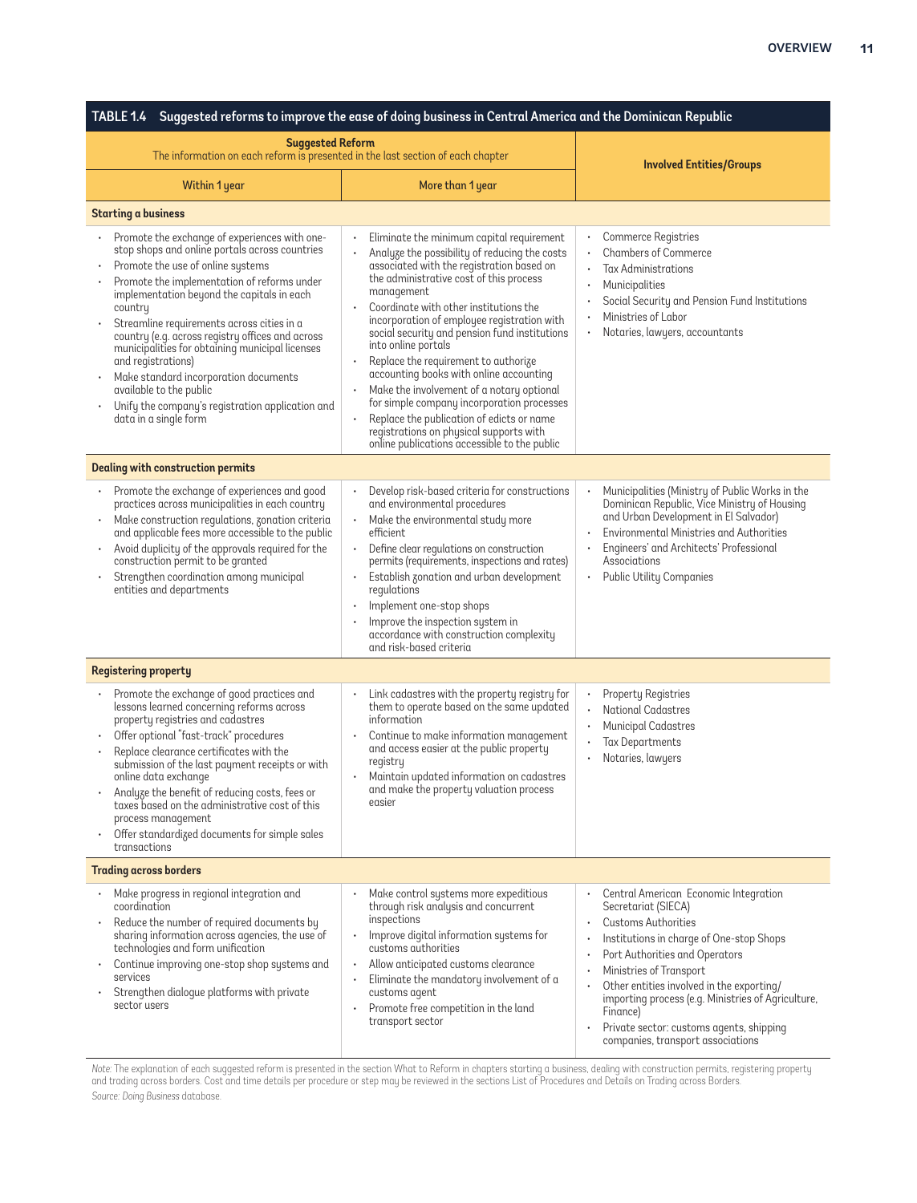**TABLE 1.4 Suggested reforms to improve the ease of doing business in Central America and the Dominican Republic**

| Suggested Reform<br>The information on each reform is presented in the last section of each chapter | | Involved Entities/Groups |
|---|---|---|
| **Within 1 year** | **More than 1 year** | |
| **Starting a business** | | |
| • Promote the exchange of experiences with one-stop shops and online portals across countries<br>• Promote the use of online systems<br>• Promote the implementation of reforms under implementation beyond the capitals in each country<br>• Streamline requirements across cities in a country (e.g. across registry offices and across municipalities for obtaining municipal licenses and registrations)<br>• Make standard incorporation documents available to the public<br>• Unify the company's registration application and data in a single form | • Eliminate the minimum capital requirement<br>• Analyze the possibility of reducing the costs associated with the registration based on the administrative cost of this process management<br>• Coordinate with other institutions the incorporation of employee registration with social security and pension fund institutions into online portals<br>• Replace the requirement to authorize accounting books with online accounting<br>• Make the involvement of a notary optional for simple company incorporation processes<br>• Replace the publication of edicts or name registrations on physical supports with online publications accessible to the public | • Commerce Registries<br>• Chambers of Commerce<br>• Tax Administrations<br>• Municipalities<br>• Social Security and Pension Fund Institutions<br>• Ministries of Labor<br>• Notaries, lawyers, accountants |
| **Dealing with construction permits** | | |
| • Promote the exchange of experiences and good practices across municipalities in each country<br>• Make construction regulations, zonation criteria and applicable fees more accessible to the public<br>• Avoid duplicity of the approvals required for the construction permit to be granted<br>• Strengthen coordination among municipal entities and departments | • Develop risk-based criteria for constructions and environmental procedures<br>• Make the environmental study more efficient<br>• Define clear regulations on construction permits (requirements, inspections and rates)<br>• Establish zonation and urban development regulations<br>• Implement one-stop shops<br>• Improve the inspection system in accordance with construction complexity and risk-based criteria | • Municipalities (Ministry of Public Works in the Dominican Republic, Vice Ministry of Housing and Urban Development in El Salvador)<br>• Environmental Ministries and Authorities<br>• Engineers' and Architects' Professional Associations<br>• Public Utility Companies |
| **Registering property** | | |
| • Promote the exchange of good practices and lessons learned concerning reforms across property registries and cadastres<br>• Offer optional "fast-track" procedures<br>• Replace clearance certificates with the submission of the last payment receipts or with online data exchange<br>• Analyze the benefit of reducing costs, fees or taxes based on the administrative cost of this process management<br>• Offer standardized documents for simple sales transactions | • Link cadastres with the property registry for them to operate based on the same updated information<br>• Continue to make information management and access easier at the public property registry<br>• Maintain updated information on cadastres and make the property valuation process easier | • Property Registries<br>• National Cadastres<br>• Municipal Cadastres<br>• Tax Departments<br>• Notaries, lawyers |
| **Trading across borders** | | |
| • Make progress in regional integration and coordination<br>• Reduce the number of required documents by sharing information across agencies, the use of technologies and form unification<br>• Continue improving one-stop shop systems and services<br>• Strengthen dialogue platforms with private sector users | • Make control systems more expeditious through risk analysis and concurrent inspections<br>• Improve digital information systems for customs authorities<br>• Allow anticipated customs clearance<br>• Eliminate the mandatory involvement of a customs agent<br>• Promote free competition in the land transport sector | • Central American Economic Integration Secretariat (SIECA)<br>• Customs Authorities<br>• Institutions in charge of One-stop Shops<br>• Port Authorities and Operators<br>• Ministries of Transport<br>• Other entities involved in the exporting/importing process (e.g. Ministries of Agriculture, Finance)<br>• Private sector: customs agents, shipping companies, transport associations |

*Note:* The explanation of each suggested reform is presented in the section What to Reform in chapters starting a business, dealing with construction permits, registering property and trading across borders. Cost and time details per procedure or step may be reviewed in the sections List of Procedures and Details on Trading across Borders.

*Source: Doing Business* database.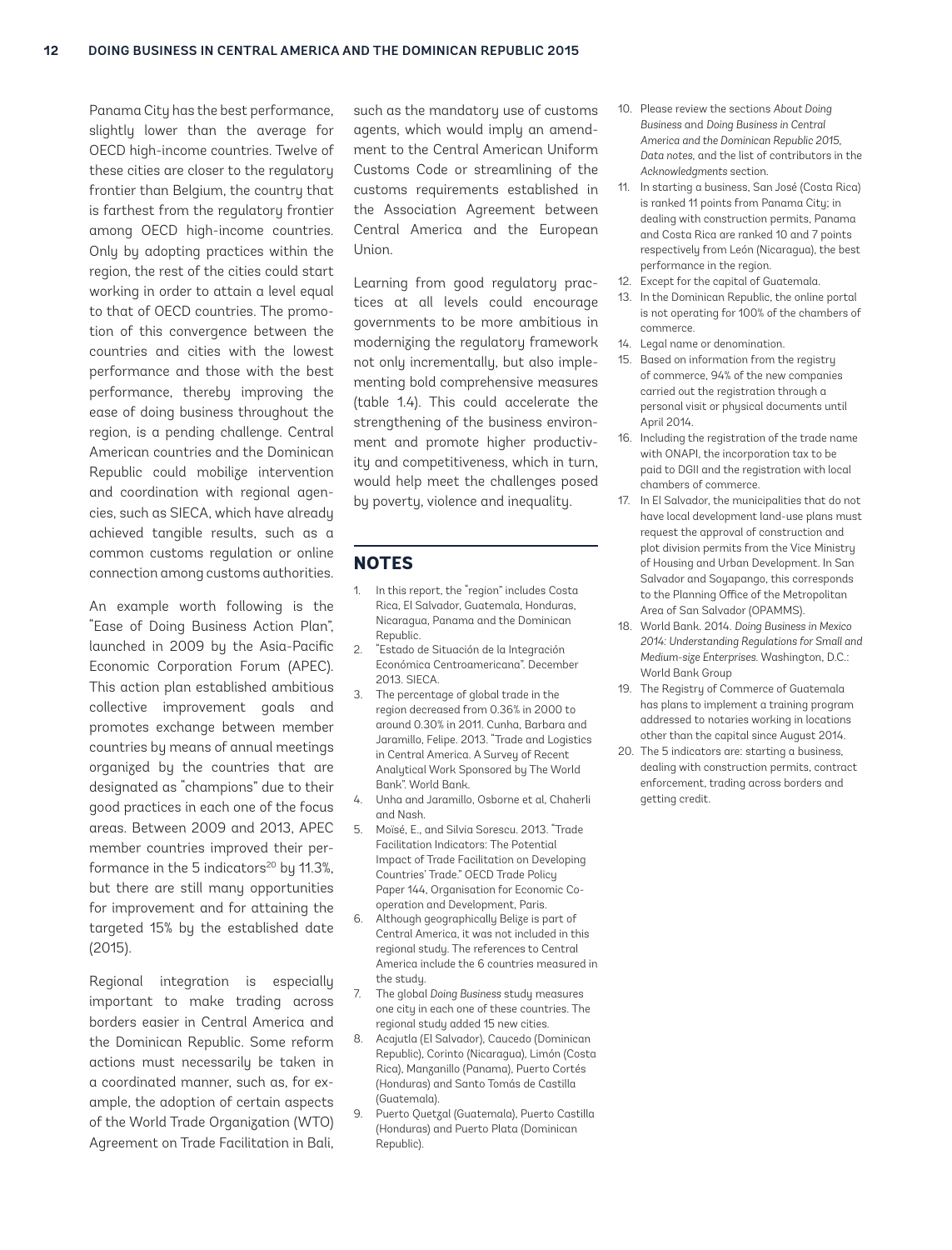Panama City has the best performance, slightly lower than the average for OECD high-income countries. Twelve of these cities are closer to the regulatory frontier than Belgium, the country that is farthest from the regulatory frontier among OECD high-income countries. Only by adopting practices within the region, the rest of the cities could start working in order to attain a level equal to that of OECD countries. The promotion of this convergence between the countries and cities with the lowest performance and those with the best performance, thereby improving the ease of doing business throughout the region, is a pending challenge. Central American countries and the Dominican Republic could mobilize intervention and coordination with regional agencies, such as SIECA, which have already achieved tangible results, such as a common customs regulation or online connection among customs authorities.

An example worth following is the "Ease of Doing Business Action Plan", launched in 2009 by the Asia-Pacific Economic Corporation Forum (APEC). This action plan established ambitious collective improvement goals and promotes exchange between member countries by means of annual meetings organized by the countries that are designated as "champions" due to their good practices in each one of the focus areas. Between 2009 and 2013, APEC member countries improved their performance in the 5 indicators[20] by 11.3%, but there are still many opportunities for improvement and for attaining the targeted 15% by the established date (2015).

Regional integration is especially important to make trading across borders easier in Central America and the Dominican Republic. Some reform actions must necessarily be taken in a coordinated manner, such as, for example, the adoption of certain aspects of the World Trade Organization (WTO) Agreement on Trade Facilitation in Bali, such as the mandatory use of customs agents, which would imply an amendment to the Central American Uniform Customs Code or streamlining of the customs requirements established in the Association Agreement between Central America and the European Union.

Learning from good regulatory practices at all levels could encourage governments to be more ambitious in modernizing the regulatory framework not only incrementally, but also implementing bold comprehensive measures (table 1.4). This could accelerate the strengthening of the business environment and promote higher productivity and competitiveness, which in turn, would help meet the challenges posed by poverty, violence and inequality.

## NOTES

1. In this report, the "region" includes Costa Rica, El Salvador, Guatemala, Honduras, Nicaragua, Panama and the Dominican Republic.
2. "Estado de Situación de la Integración Económica Centroamericana". December 2013. SIECA.
3. The percentage of global trade in the region decreased from 0.36% in 2000 to around 0.30% in 2011. Cunha, Barbara and Jaramillo, Felipe. 2013. "Trade and Logistics in Central America. A Survey of Recent Analytical Work Sponsored by The World Bank". World Bank.
4. Unha and Jaramillo, Osborne et al, Chaherli and Nash.
5. Moïsé, E., and Silvia Sorescu. 2013. "Trade Facilitation Indicators: The Potential Impact of Trade Facilitation on Developing Countries' Trade." OECD Trade Policy Paper 144, Organisation for Economic Co-operation and Development, Paris.
6. Although geographically Belize is part of Central America, it was not included in this regional study. The references to Central America include the 6 countries measured in the study.
7. The global *Doing Business* study measures one city in each one of these countries. The regional study added 15 new cities.
8. Acajutla (El Salvador), Caucedo (Dominican Republic), Corinto (Nicaragua), Limón (Costa Rica), Manzanillo (Panama), Puerto Cortés (Honduras) and Santo Tomás de Castilla (Guatemala).
9. Puerto Quetzal (Guatemala), Puerto Castilla (Honduras) and Puerto Plata (Dominican Republic).
10. Please review the sections *About Doing Business* and *Doing Business in Central America and the Dominican Republic 2015, Data notes*, and the list of contributors in the *Acknowledgments* section.
11. In starting a business, San José (Costa Rica) is ranked 11 points from Panama City; in dealing with construction permits, Panama and Costa Rica are ranked 10 and 7 points respectively from León (Nicaragua), the best performance in the region.
12. Except for the capital of Guatemala.
13. In the Dominican Republic, the online portal is not operating for 100% of the chambers of commerce.
14. Legal name or denomination.
15. Based on information from the registry of commerce, 94% of the new companies carried out the registration through a personal visit or physical documents until April 2014.
16. Including the registration of the trade name with ONAPI, the incorporation tax to be paid to DGII and the registration with local chambers of commerce.
17. In El Salvador, the municipalities that do not have local development land-use plans must request the approval of construction and plot division permits from the Vice Ministry of Housing and Urban Development. In San Salvador and Soyapango, this corresponds to the Planning Office of the Metropolitan Area of San Salvador (OPAMMS).
18. World Bank. 2014. *Doing Business in Mexico 2014: Understanding Regulations for Small and Medium-size Enterprises.* Washington, D.C.: World Bank Group
19. The Registry of Commerce of Guatemala has plans to implement a training program addressed to notaries working in locations other than the capital since August 2014.
20. The 5 indicators are: starting a business, dealing with construction permits, contract enforcement, trading across borders and getting credit.